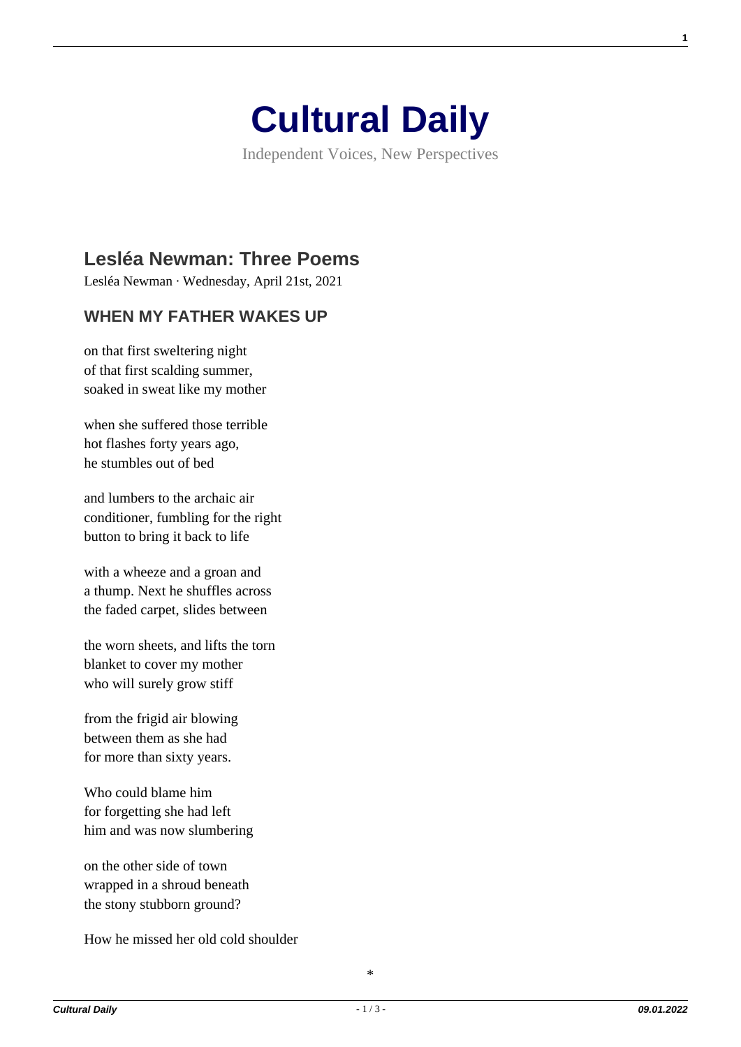# Cultural Daily

Independent Voices, New Perspectives

## Lesléa Newman: Three Poems

Lesléa Newman · Wednesday, April 21st, 2021

### WHEN MY FATHER WAKES UP

on that first sweltering night  
of that first scalding summer,  
soaked in sweat like my mother

when she suffered those terrible  
hot flashes forty years ago,  
he stumbles out of bed

and lumbers to the archaic air  
conditioner, fumbling for the right  
button to bring it back to life

with a wheeze and a groan and  
a thump. Next he shuffles across  
the faded carpet, slides between

the worn sheets, and lifts the torn  
blanket to cover my mother  
who will surely grow stiff

from the frigid air blowing  
between them as she had  
for more than sixty years.

Who could blame him  
for forgetting she had left  
him and was now slumbering

on the other side of town  
wrapped in a shroud beneath  
the stony stubborn ground?

How he missed her old cold shoulder

*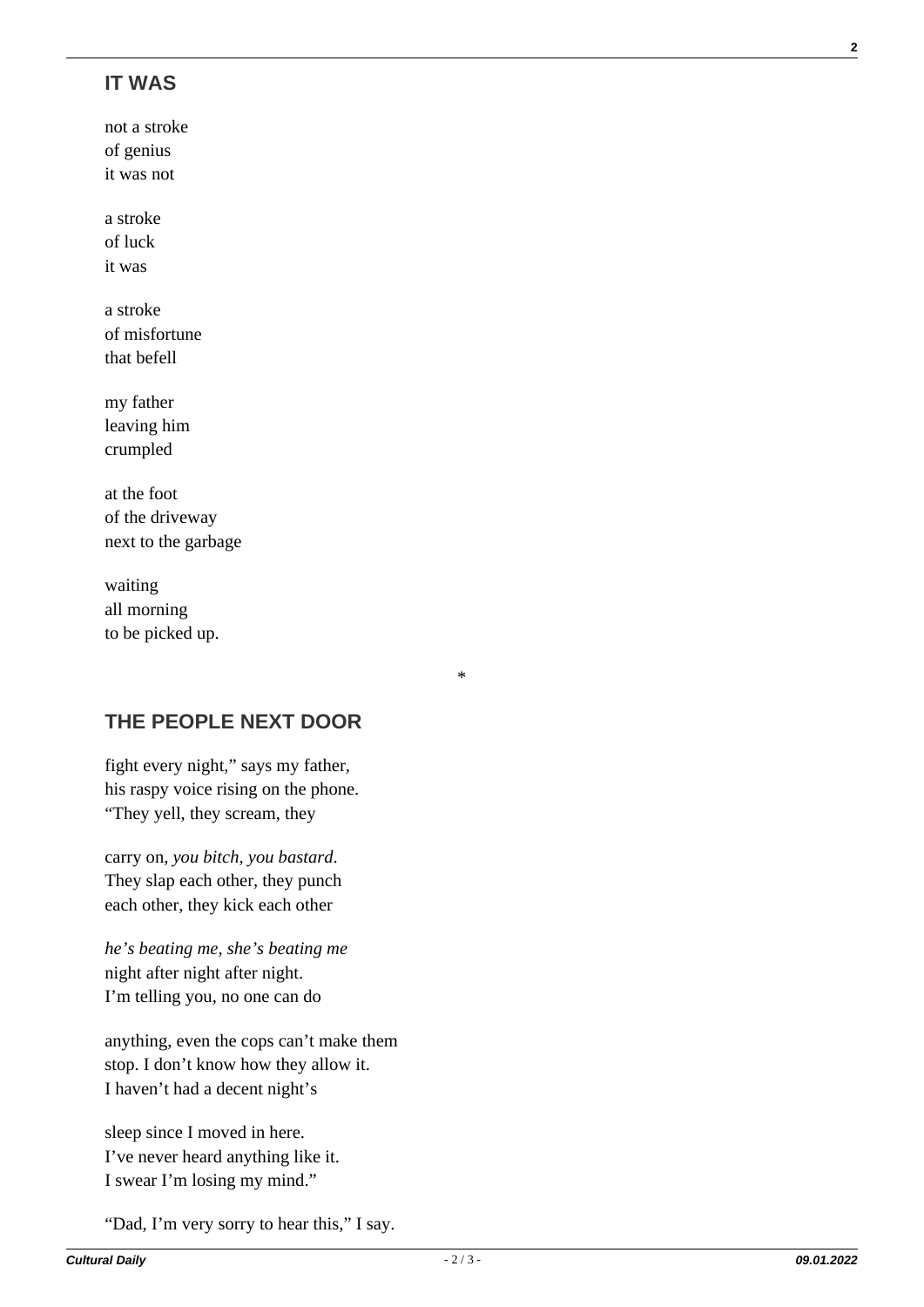## IT WAS

not a stroke
of genius
it was not

a stroke
of luck
it was

a stroke
of misfortune
that befell

my father
leaving him
crumpled

at the foot
of the driveway
next to the garbage

waiting
all morning
to be picked up.

*

## THE PEOPLE NEXT DOOR

fight every night," says my father,
his raspy voice rising on the phone.
"They yell, they scream, they

carry on, *you bitch, you bastard*.
They slap each other, they punch
each other, they kick each other

*he's beating me, she's beating me*
night after night after night.
I'm telling you, no one can do

anything, even the cops can't make them
stop. I don't know how they allow it.
I haven't had a decent night's

sleep since I moved in here.
I've never heard anything like it.
I swear I'm losing my mind."

"Dad, I'm very sorry to hear this," I say.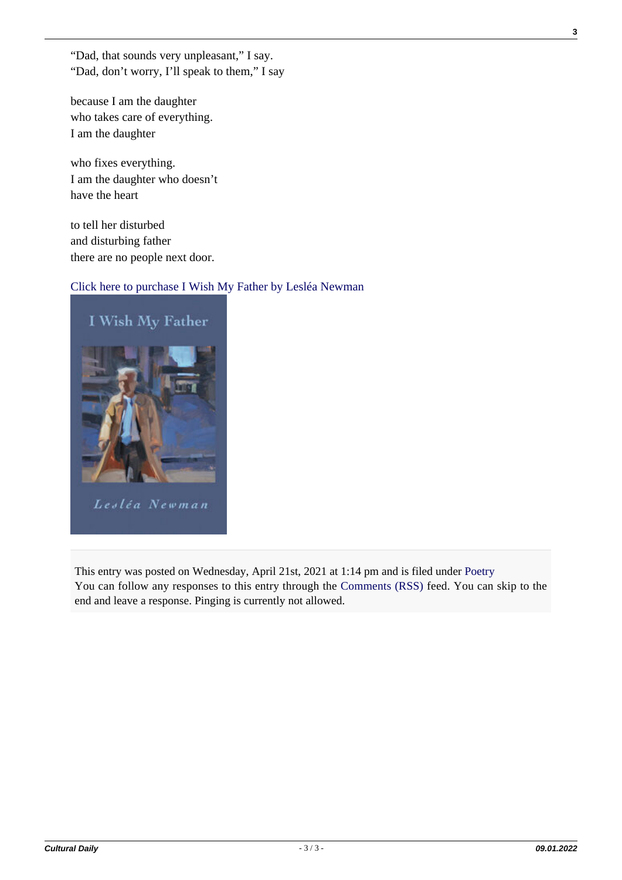"Dad, that sounds very unpleasant," I say.
"Dad, don't worry, I'll speak to them," I say

because I am the daughter
who takes care of everything.
I am the daughter

who fixes everything.
I am the daughter who doesn't
have the heart

to tell her disturbed
and disturbing father
there are no people next door.

Click here to purchase I Wish My Father by Lesléa Newman

This entry was posted on Wednesday, April 21st, 2021 at 1:14 pm and is filed under Poetry
You can follow any responses to this entry through the Comments (RSS) feed. You can skip to the end and leave a response. Pinging is currently not allowed.